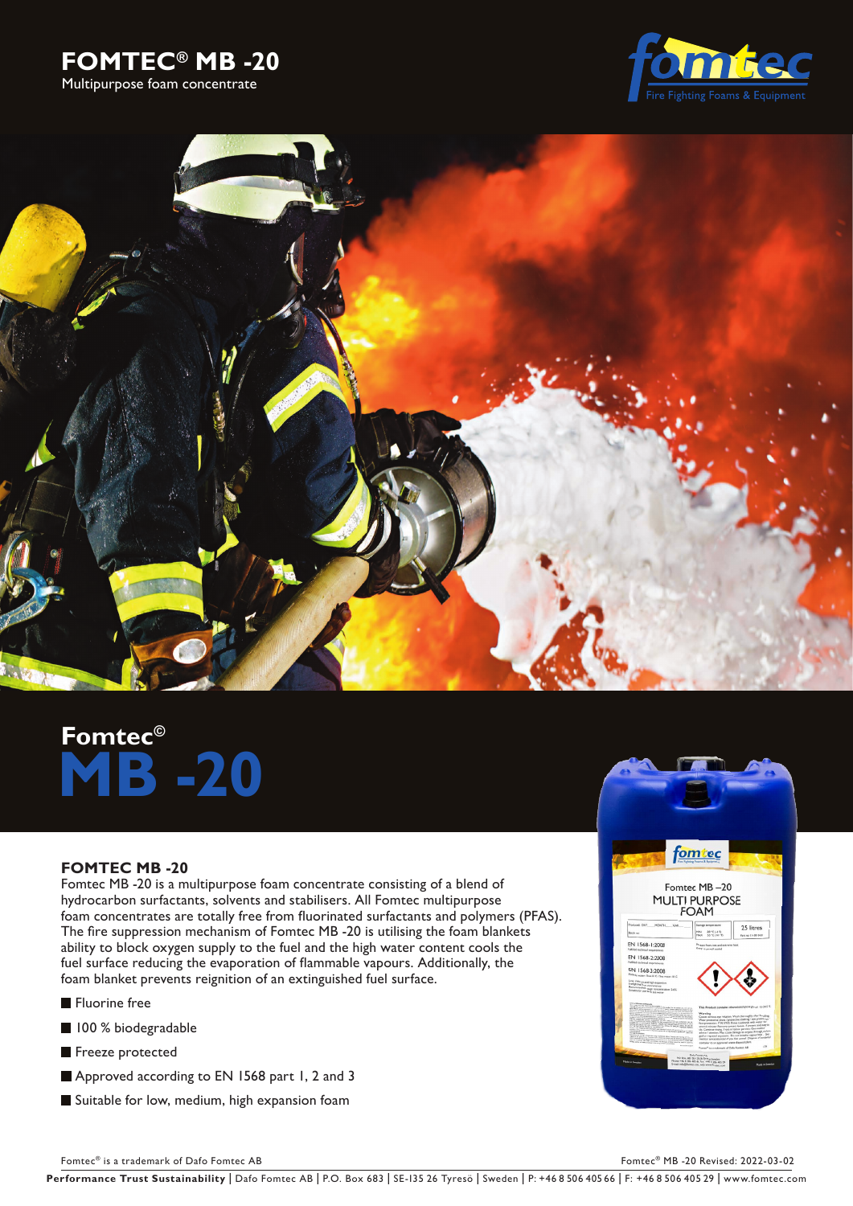# FOMTEC® MB -20

Multipurpose foam concentrate

## Fomtec© MB -20

### FOMTEC MB -20

Fomtec MB -20 is a multipurpose foam concentrate consisting of a blend of hydrocarbon surfactants, solvents and stabilisers. All Fomtec multipurpose foam concentrates are totally free from fluorinated surfactants and polymers (PFAS). The fire suppression mechanism of Fomtec MB -20 is utilising the foam blankets ability to block oxygen supply to the fuel and the high water content cools the fuel surface reducing the evaporation of flammable vapours. Additionally, the foam blanket prevents reignition of an extinguished fuel surface.

- Fluorine free
- 100 % biodegradable
- Freeze protected
- Approved according to EN 1568 part 1, 2 and 3
- Suitable for low, medium, high expansion foam

Fomtec® is a trademark of Dafo Fomtec AB

Fomtec® MB -20 Revised: 2022-03-02

**Performance Trust Sustainability** | Dafo Fomtec AB | P.O. Box 683 | SE-135 26 Tyresö | Sweden | P: +46 8 506 405 66 | F: +46 8 506 405 29 | www.fomtec.com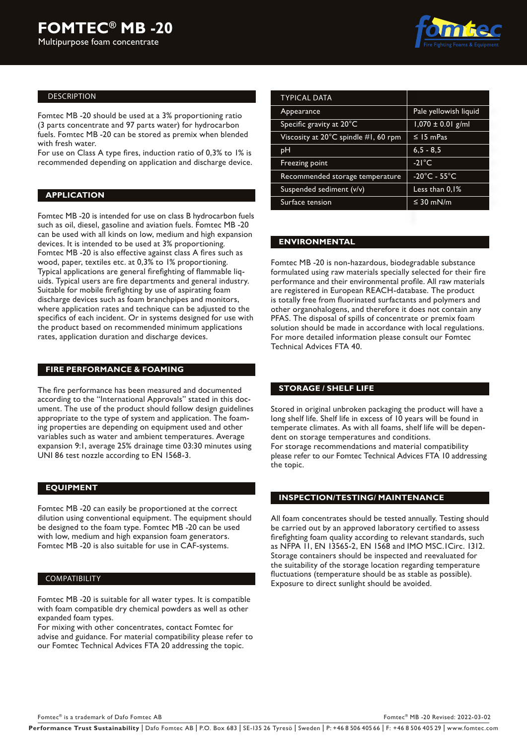# FOMTEC® MB -20

Multipurpose foam concentrate

## DESCRIPTION

Fomtec MB -20 should be used at a 3% proportioning ratio (3 parts concentrate and 97 parts water) for hydrocarbon fuels. Fomtec MB -20 can be stored as premix when blended with fresh water.
For use on Class A type fires, induction ratio of 0,3% to 1% is recommended depending on application and discharge device.

## APPLICATION

Fomtec MB -20 is intended for use on class B hydrocarbon fuels such as oil, diesel, gasoline and aviation fuels. Fomtec MB -20 can be used with all kinds on low, medium and high expansion devices. It is intended to be used at 3% proportioning. Fomtec MB -20 is also effective against class A fires such as wood, paper, textiles etc. at 0,3% to 1% proportioning. Typical applications are general firefighting of flammable liquids. Typical users are fire departments and general industry. Suitable for mobile firefighting by use of aspirating foam discharge devices such as foam branchpipes and monitors, where application rates and technique can be adjusted to the specifics of each incident. Or in systems designed for use with the product based on recommended minimum applications rates, application duration and discharge devices.

## FIRE PERFORMANCE & FOAMING

The fire performance has been measured and documented according to the "International Approvals" stated in this document. The use of the product should follow design guidelines appropriate to the type of system and application. The foaming properties are depending on equipment used and other variables such as water and ambient temperatures. Average expansion 9:1, average 25% drainage time 03:30 minutes using UNI 86 test nozzle according to EN 1568-3.

## EQUIPMENT

Fomtec MB -20 can easily be proportioned at the correct dilution using conventional equipment. The equipment should be designed to the foam type. Fomtec MB -20 can be used with low, medium and high expansion foam generators. Fomtec MB -20 is also suitable for use in CAF-systems.

## COMPATIBILITY

Fomtec MB -20 is suitable for all water types. It is compatible with foam compatible dry chemical powders as well as other expanded foam types.
For mixing with other concentrates, contact Fomtec for advise and guidance. For material compatibility please refer to our Fomtec Technical Advices FTA 20 addressing the topic.

| TYPICAL DATA | |
|---|---|
| Appearance | Pale yellowish liquid |
| Specific gravity at 20°C | 1,070 ± 0.01 g/ml |
| Viscosity at 20°C spindle #1, 60 rpm | ≤ 15 mPas |
| pH | 6,5 - 8,5 |
| Freezing point | -21°C |
| Recommended storage temperature | -20°C - 55°C |
| Suspended sediment (v/v) | Less than 0,1% |
| Surface tension | ≤ 30 mN/m |

## ENVIRONMENTAL

Fomtec MB -20 is non-hazardous, biodegradable substance formulated using raw materials specially selected for their fire performance and their environmental profile. All raw materials are registered in European REACH-database. The product is totally free from fluorinated surfactants and polymers and other organohalogens, and therefore it does not contain any PFAS. The disposal of spills of concentrate or premix foam solution should be made in accordance with local regulations. For more detailed information please consult our Fomtec Technical Advices FTA 40.

## STORAGE / SHELF LIFE

Stored in original unbroken packaging the product will have a long shelf life. Shelf life in excess of 10 years will be found in temperate climates. As with all foams, shelf life will be dependent on storage temperatures and conditions.
For storage recommendations and material compatibility please refer to our Fomtec Technical Advices FTA 10 addressing the topic.

## INSPECTION/TESTING/ MAINTENANCE

All foam concentrates should be tested annually. Testing should be carried out by an approved laboratory certified to assess firefighting foam quality according to relevant standards, such as NFPA 11, EN 13565-2, EN 1568 and IMO MSC.1Circ. 1312. Storage containers should be inspected and reevaluated for the suitability of the storage location regarding temperature fluctuations (temperature should be as stable as possible). Exposure to direct sunlight should be avoided.

Fomtec® is a trademark of Dafo Fomtec AB

Fomtec® MB -20 Revised: 2022-03-02

**Performance Trust Sustainability** | Dafo Fomtec AB | P.O. Box 683 | SE-135 26 Tyresö | Sweden | P: +46 8 506 405 66 | F: +46 8 506 405 29 | www.fomtec.com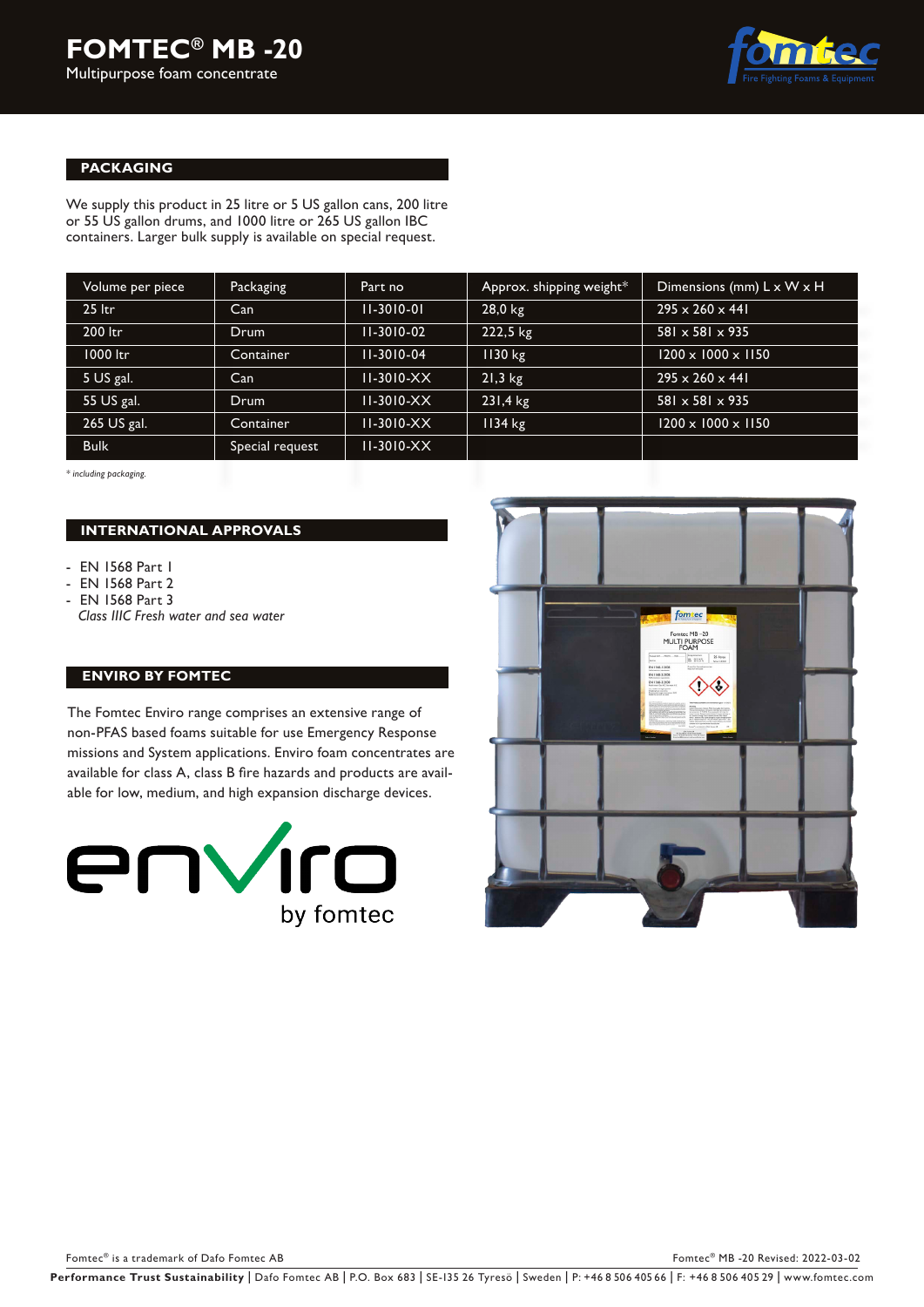# FOMTEC® MB -20

Multipurpose foam concentrate

## PACKAGING

We supply this product in 25 litre or 5 US gallon cans, 200 litre or 55 US gallon drums, and 1000 litre or 265 US gallon IBC containers. Larger bulk supply is available on special request.

| Volume per piece | Packaging | Part no | Approx. shipping weight* | Dimensions (mm) L x W x H |
|---|---|---|---|---|
| 25 ltr | Can | 11-3010-01 | 28,0 kg | 295 x 260 x 441 |
| 200 ltr | Drum | 11-3010-02 | 222,5 kg | 581 x 581 x 935 |
| 1000 ltr | Container | 11-3010-04 | 1130 kg | 1200 x 1000 x 1150 |
| 5 US gal. | Can | 11-3010-XX | 21,3 kg | 295 x 260 x 441 |
| 55 US gal. | Drum | 11-3010-XX | 231,4 kg | 581 x 581 x 935 |
| 265 US gal. | Container | 11-3010-XX | 1134 kg | 1200 x 1000 x 1150 |
| Bulk | Special request | 11-3010-XX | | |

*\* including packaging.*

## INTERNATIONAL APPROVALS

- EN 1568 Part 1
- EN 1568 Part 2
- EN 1568 Part 3
  *Class IIIC Fresh water and sea water*

## ENVIRO BY FOMTEC

The Fomtec Enviro range comprises an extensive range of non-PFAS based foams suitable for use Emergency Response missions and System applications. Enviro foam concentrates are available for class A, class B fire hazards and products are available for low, medium, and high expansion discharge devices.

enviro by fomtec

Fomtec® is a trademark of Dafo Fomtec AB

Fomtec® MB -20 Revised: 2022-03-02

**Performance Trust Sustainability** | Dafo Fomtec AB | P.O. Box 683 | SE-135 26 Tyresö | Sweden | P: +46 8 506 405 66 | F: +46 8 506 405 29 | www.fomtec.com